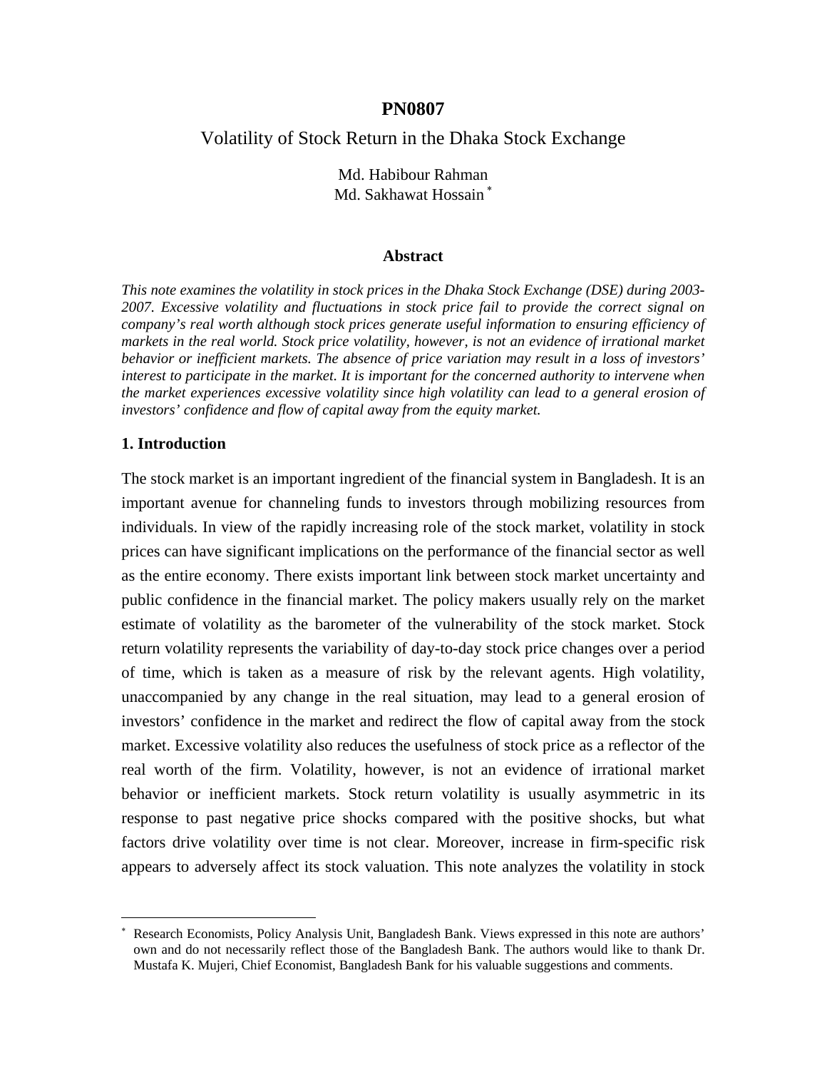# PN0807

## Volatility of Stock Return in the Dhaka Stock Exchange

Md. Habibour Rahman
Md. Sakhawat Hossain [*]

### Abstract

*This note examines the volatility in stock prices in the Dhaka Stock Exchange (DSE) during 2003-2007. Excessive volatility and fluctuations in stock price fail to provide the correct signal on company's real worth although stock prices generate useful information to ensuring efficiency of markets in the real world. Stock price volatility, however, is not an evidence of irrational market behavior or inefficient markets. The absence of price variation may result in a loss of investors' interest to participate in the market. It is important for the concerned authority to intervene when the market experiences excessive volatility since high volatility can lead to a general erosion of investors' confidence and flow of capital away from the equity market.*

### 1. Introduction

The stock market is an important ingredient of the financial system in Bangladesh. It is an important avenue for channeling funds to investors through mobilizing resources from individuals. In view of the rapidly increasing role of the stock market, volatility in stock prices can have significant implications on the performance of the financial sector as well as the entire economy. There exists important link between stock market uncertainty and public confidence in the financial market. The policy makers usually rely on the market estimate of volatility as the barometer of the vulnerability of the stock market. Stock return volatility represents the variability of day-to-day stock price changes over a period of time, which is taken as a measure of risk by the relevant agents. High volatility, unaccompanied by any change in the real situation, may lead to a general erosion of investors' confidence in the market and redirect the flow of capital away from the stock market. Excessive volatility also reduces the usefulness of stock price as a reflector of the real worth of the firm. Volatility, however, is not an evidence of irrational market behavior or inefficient markets. Stock return volatility is usually asymmetric in its response to past negative price shocks compared with the positive shocks, but what factors drive volatility over time is not clear. Moreover, increase in firm-specific risk appears to adversely affect its stock valuation. This note analyzes the volatility in stock

---

[*] Research Economists, Policy Analysis Unit, Bangladesh Bank. Views expressed in this note are authors' own and do not necessarily reflect those of the Bangladesh Bank. The authors would like to thank Dr. Mustafa K. Mujeri, Chief Economist, Bangladesh Bank for his valuable suggestions and comments.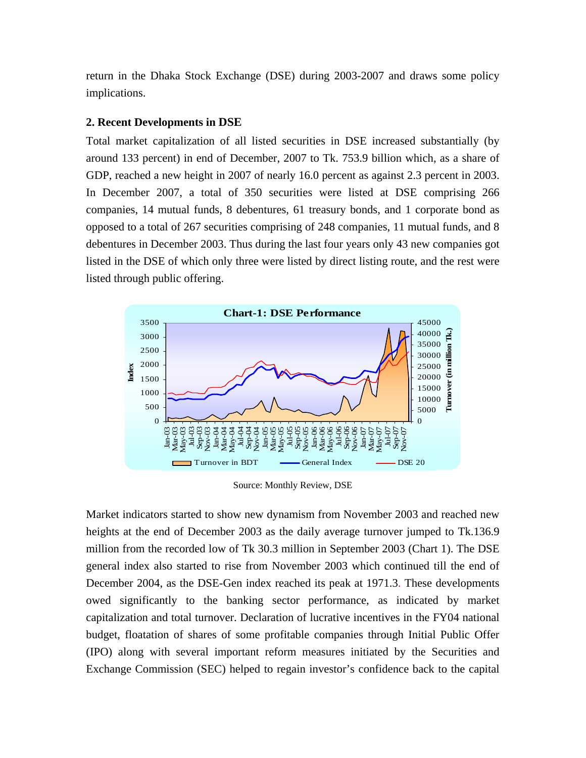return in the Dhaka Stock Exchange (DSE) during 2003-2007 and draws some policy implications.

## 2. Recent Developments in DSE

Total market capitalization of all listed securities in DSE increased substantially (by around 133 percent) in end of December, 2007 to Tk. 753.9 billion which, as a share of GDP, reached a new height in 2007 of nearly 16.0 percent as against 2.3 percent in 2003. In December 2007, a total of 350 securities were listed at DSE comprising 266 companies, 14 mutual funds, 8 debentures, 61 treasury bonds, and 1 corporate bond as opposed to a total of 267 securities comprising of 248 companies, 11 mutual funds, and 8 debentures in December 2003. Thus during the last four years only 43 new companies got listed in the DSE of which only three were listed by direct listing route, and the rest were listed through public offering.

**Chart-1: DSE Performance**

Source: Monthly Review, DSE

Market indicators started to show new dynamism from November 2003 and reached new heights at the end of December 2003 as the daily average turnover jumped to Tk.136.9 million from the recorded low of Tk 30.3 million in September 2003 (Chart 1). The DSE general index also started to rise from November 2003 which continued till the end of December 2004, as the DSE-Gen index reached its peak at 1971.3. These developments owed significantly to the banking sector performance, as indicated by market capitalization and total turnover. Declaration of lucrative incentives in the FY04 national budget, floatation of shares of some profitable companies through Initial Public Offer (IPO) along with several important reform measures initiated by the Securities and Exchange Commission (SEC) helped to regain investor's confidence back to the capital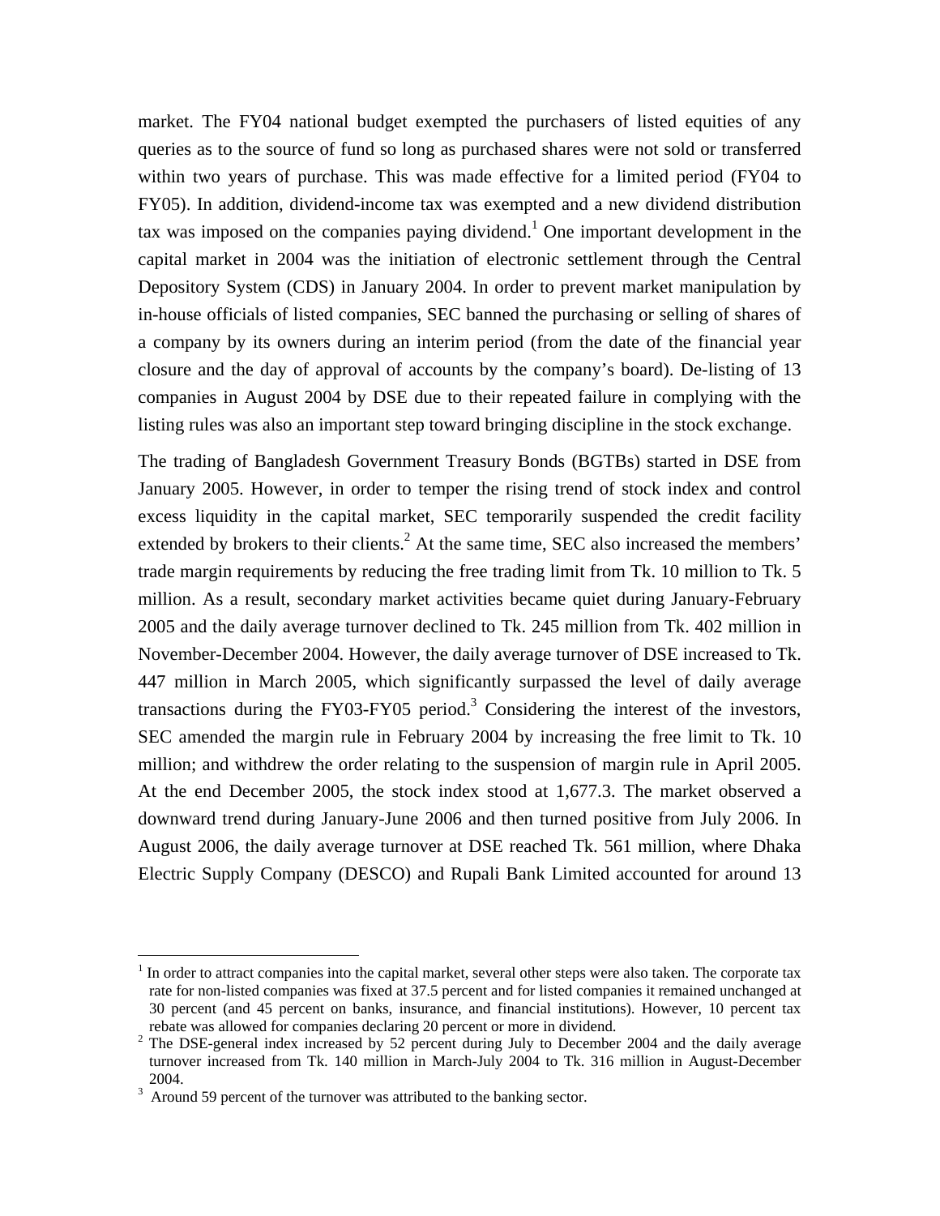market. The FY04 national budget exempted the purchasers of listed equities of any queries as to the source of fund so long as purchased shares were not sold or transferred within two years of purchase. This was made effective for a limited period (FY04 to FY05). In addition, dividend-income tax was exempted and a new dividend distribution tax was imposed on the companies paying dividend.[1] One important development in the capital market in 2004 was the initiation of electronic settlement through the Central Depository System (CDS) in January 2004. In order to prevent market manipulation by in-house officials of listed companies, SEC banned the purchasing or selling of shares of a company by its owners during an interim period (from the date of the financial year closure and the day of approval of accounts by the company's board). De-listing of 13 companies in August 2004 by DSE due to their repeated failure in complying with the listing rules was also an important step toward bringing discipline in the stock exchange.

The trading of Bangladesh Government Treasury Bonds (BGTBs) started in DSE from January 2005. However, in order to temper the rising trend of stock index and control excess liquidity in the capital market, SEC temporarily suspended the credit facility extended by brokers to their clients.[2] At the same time, SEC also increased the members' trade margin requirements by reducing the free trading limit from Tk. 10 million to Tk. 5 million. As a result, secondary market activities became quiet during January-February 2005 and the daily average turnover declined to Tk. 245 million from Tk. 402 million in November-December 2004. However, the daily average turnover of DSE increased to Tk. 447 million in March 2005, which significantly surpassed the level of daily average transactions during the FY03-FY05 period.[3] Considering the interest of the investors, SEC amended the margin rule in February 2004 by increasing the free limit to Tk. 10 million; and withdrew the order relating to the suspension of margin rule in April 2005. At the end December 2005, the stock index stood at 1,677.3. The market observed a downward trend during January-June 2006 and then turned positive from July 2006. In August 2006, the daily average turnover at DSE reached Tk. 561 million, where Dhaka Electric Supply Company (DESCO) and Rupali Bank Limited accounted for around 13

---

[1] In order to attract companies into the capital market, several other steps were also taken. The corporate tax rate for non-listed companies was fixed at 37.5 percent and for listed companies it remained unchanged at 30 percent (and 45 percent on banks, insurance, and financial institutions). However, 10 percent tax rebate was allowed for companies declaring 20 percent or more in dividend.

[2] The DSE-general index increased by 52 percent during July to December 2004 and the daily average turnover increased from Tk. 140 million in March-July 2004 to Tk. 316 million in August-December 2004.

[3] Around 59 percent of the turnover was attributed to the banking sector.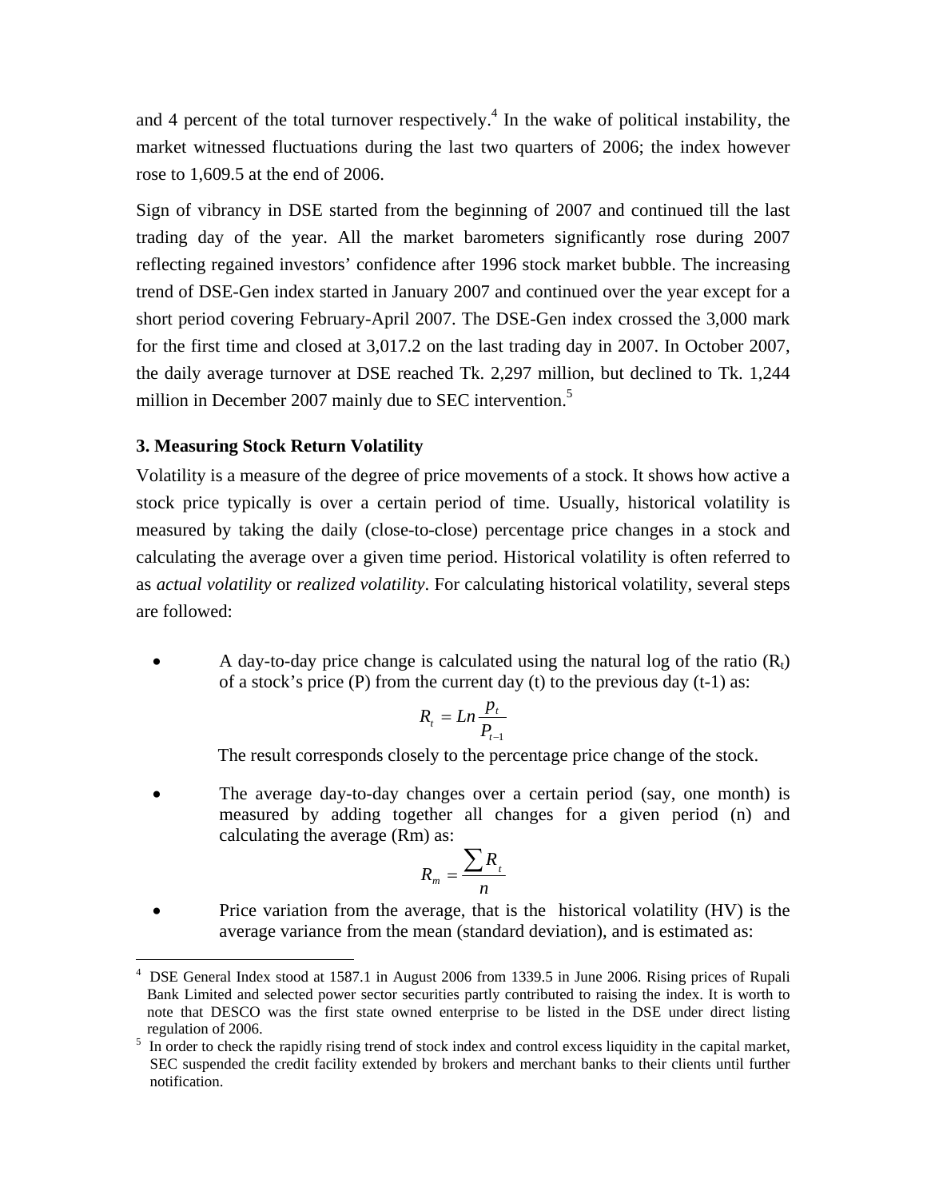and 4 percent of the total turnover respectively.[4] In the wake of political instability, the market witnessed fluctuations during the last two quarters of 2006; the index however rose to 1,609.5 at the end of 2006.

Sign of vibrancy in DSE started from the beginning of 2007 and continued till the last trading day of the year. All the market barometers significantly rose during 2007 reflecting regained investors' confidence after 1996 stock market bubble. The increasing trend of DSE-Gen index started in January 2007 and continued over the year except for a short period covering February-April 2007. The DSE-Gen index crossed the 3,000 mark for the first time and closed at 3,017.2 on the last trading day in 2007. In October 2007, the daily average turnover at DSE reached Tk. 2,297 million, but declined to Tk. 1,244 million in December 2007 mainly due to SEC intervention.[5]

### 3. Measuring Stock Return Volatility

Volatility is a measure of the degree of price movements of a stock. It shows how active a stock price typically is over a certain period of time. Usually, historical volatility is measured by taking the daily (close-to-close) percentage price changes in a stock and calculating the average over a given time period. Historical volatility is often referred to as *actual volatility* or *realized volatility*. For calculating historical volatility, several steps are followed:

- A day-to-day price change is calculated using the natural log of the ratio ($R_t$) of a stock's price (P) from the current day (t) to the previous day (t-1) as:

$$R_t = Ln \frac{p_t}{P_{t-1}}$$

  The result corresponds closely to the percentage price change of the stock.

- The average day-to-day changes over a certain period (say, one month) is measured by adding together all changes for a given period (n) and calculating the average (Rm) as:

$$R_m = \frac{\sum R_t}{n}$$

- Price variation from the average, that is the historical volatility (HV) is the average variance from the mean (standard deviation), and is estimated as:

---

[4] DSE General Index stood at 1587.1 in August 2006 from 1339.5 in June 2006. Rising prices of Rupali Bank Limited and selected power sector securities partly contributed to raising the index. It is worth to note that DESCO was the first state owned enterprise to be listed in the DSE under direct listing regulation of 2006.

[5] In order to check the rapidly rising trend of stock index and control excess liquidity in the capital market, SEC suspended the credit facility extended by brokers and merchant banks to their clients until further notification.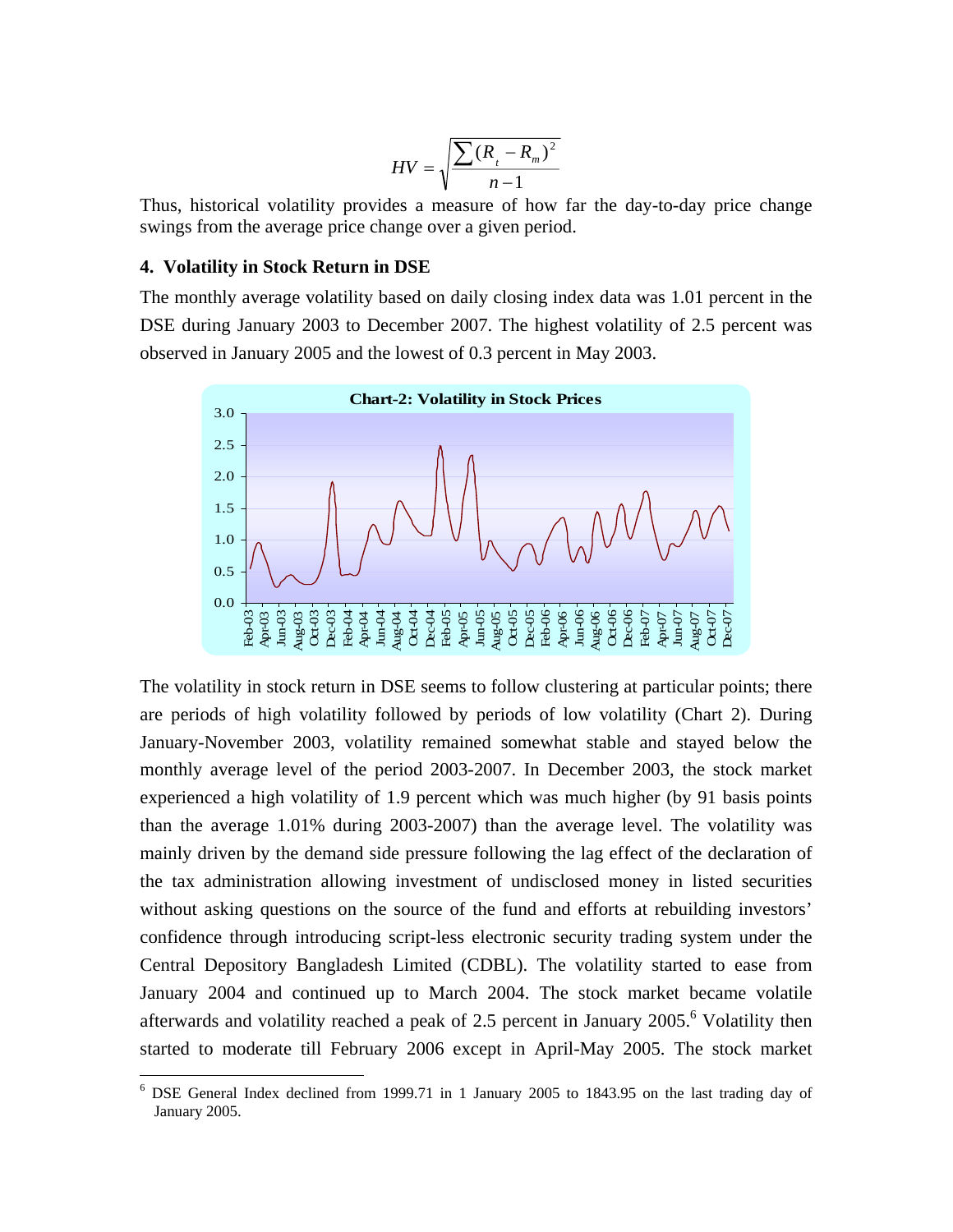$$HV = \sqrt{\frac{\sum (R_t - R_m)^2}{n-1}}$$

Thus, historical volatility provides a measure of how far the day-to-day price change swings from the average price change over a given period.

## 4. Volatility in Stock Return in DSE

The monthly average volatility based on daily closing index data was 1.01 percent in the DSE during January 2003 to December 2007. The highest volatility of 2.5 percent was observed in January 2005 and the lowest of 0.3 percent in May 2003.

**Chart-2: Volatility in Stock Prices**

The volatility in stock return in DSE seems to follow clustering at particular points; there are periods of high volatility followed by periods of low volatility (Chart 2). During January-November 2003, volatility remained somewhat stable and stayed below the monthly average level of the period 2003-2007. In December 2003, the stock market experienced a high volatility of 1.9 percent which was much higher (by 91 basis points than the average 1.01% during 2003-2007) than the average level. The volatility was mainly driven by the demand side pressure following the lag effect of the declaration of the tax administration allowing investment of undisclosed money in listed securities without asking questions on the source of the fund and efforts at rebuilding investors' confidence through introducing script-less electronic security trading system under the Central Depository Bangladesh Limited (CDBL). The volatility started to ease from January 2004 and continued up to March 2004. The stock market became volatile afterwards and volatility reached a peak of 2.5 percent in January 2005.[6] Volatility then started to moderate till February 2006 except in April-May 2005. The stock market

[6] DSE General Index declined from 1999.71 in 1 January 2005 to 1843.95 on the last trading day of January 2005.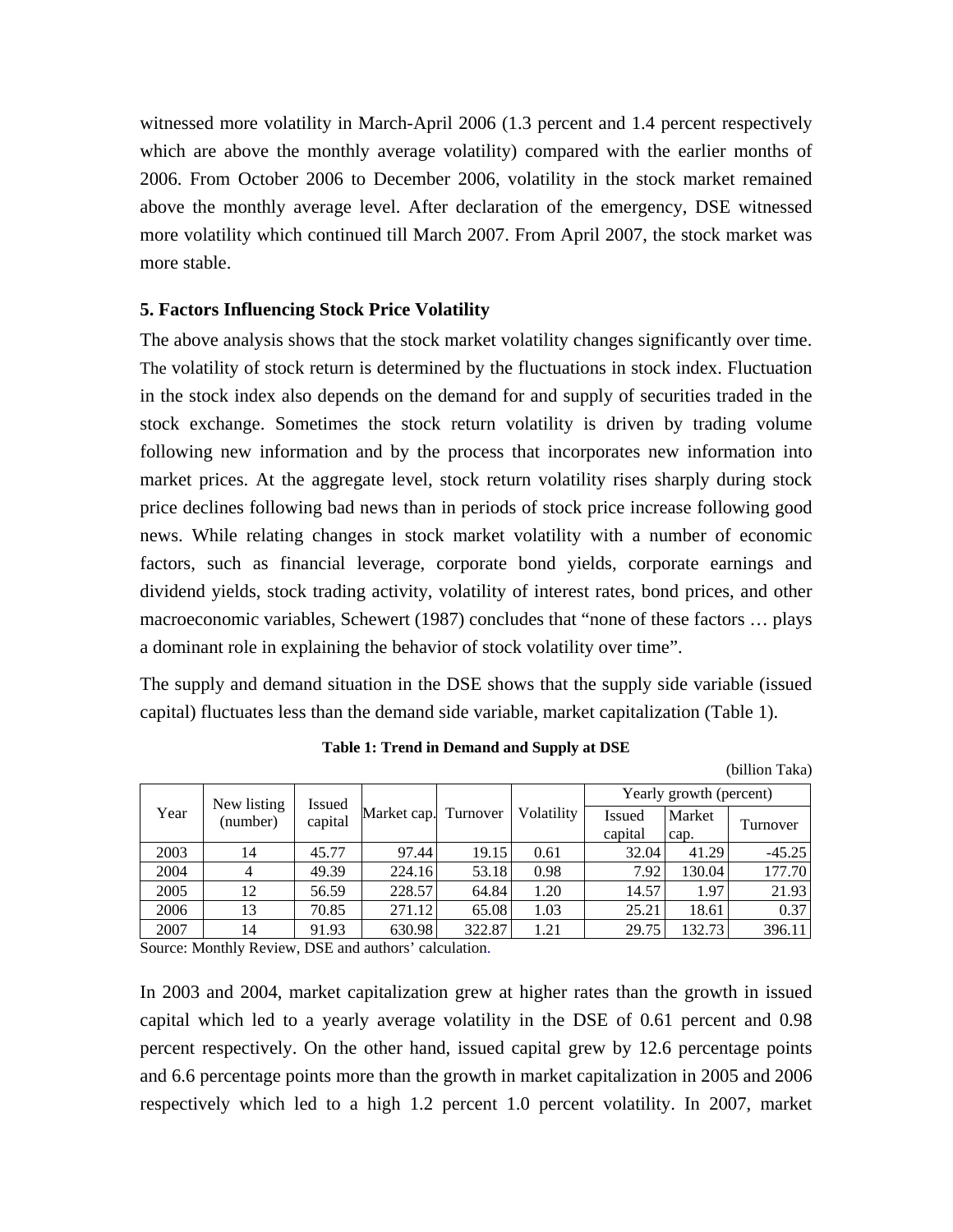witnessed more volatility in March-April 2006 (1.3 percent and 1.4 percent respectively which are above the monthly average volatility) compared with the earlier months of 2006. From October 2006 to December 2006, volatility in the stock market remained above the monthly average level. After declaration of the emergency, DSE witnessed more volatility which continued till March 2007. From April 2007, the stock market was more stable.

## 5. Factors Influencing Stock Price Volatility

The above analysis shows that the stock market volatility changes significantly over time. The volatility of stock return is determined by the fluctuations in stock index. Fluctuation in the stock index also depends on the demand for and supply of securities traded in the stock exchange. Sometimes the stock return volatility is driven by trading volume following new information and by the process that incorporates new information into market prices. At the aggregate level, stock return volatility rises sharply during stock price declines following bad news than in periods of stock price increase following good news. While relating changes in stock market volatility with a number of economic factors, such as financial leverage, corporate bond yields, corporate earnings and dividend yields, stock trading activity, volatility of interest rates, bond prices, and other macroeconomic variables, Schewert (1987) concludes that "none of these factors … plays a dominant role in explaining the behavior of stock volatility over time".

The supply and demand situation in the DSE shows that the supply side variable (issued capital) fluctuates less than the demand side variable, market capitalization (Table 1).

**Table 1: Trend in Demand and Supply at DSE**

(billion Taka)

| Year | New listing (number) | Issued capital | Market cap. | Turnover | Volatility | Yearly growth (percent) | | |
|---|---|---|---|---|---|---|---|---|
| | | | | | | Issued capital | Market cap. | Turnover |
| 2003 | 14 | 45.77 | 97.44 | 19.15 | 0.61 | 32.04 | 41.29 | -45.25 |
| 2004 | 4 | 49.39 | 224.16 | 53.18 | 0.98 | 7.92 | 130.04 | 177.70 |
| 2005 | 12 | 56.59 | 228.57 | 64.84 | 1.20 | 14.57 | 1.97 | 21.93 |
| 2006 | 13 | 70.85 | 271.12 | 65.08 | 1.03 | 25.21 | 18.61 | 0.37 |
| 2007 | 14 | 91.93 | 630.98 | 322.87 | 1.21 | 29.75 | 132.73 | 396.11 |

Source: Monthly Review, DSE and authors' calculation.

In 2003 and 2004, market capitalization grew at higher rates than the growth in issued capital which led to a yearly average volatility in the DSE of 0.61 percent and 0.98 percent respectively. On the other hand, issued capital grew by 12.6 percentage points and 6.6 percentage points more than the growth in market capitalization in 2005 and 2006 respectively which led to a high 1.2 percent 1.0 percent volatility. In 2007, market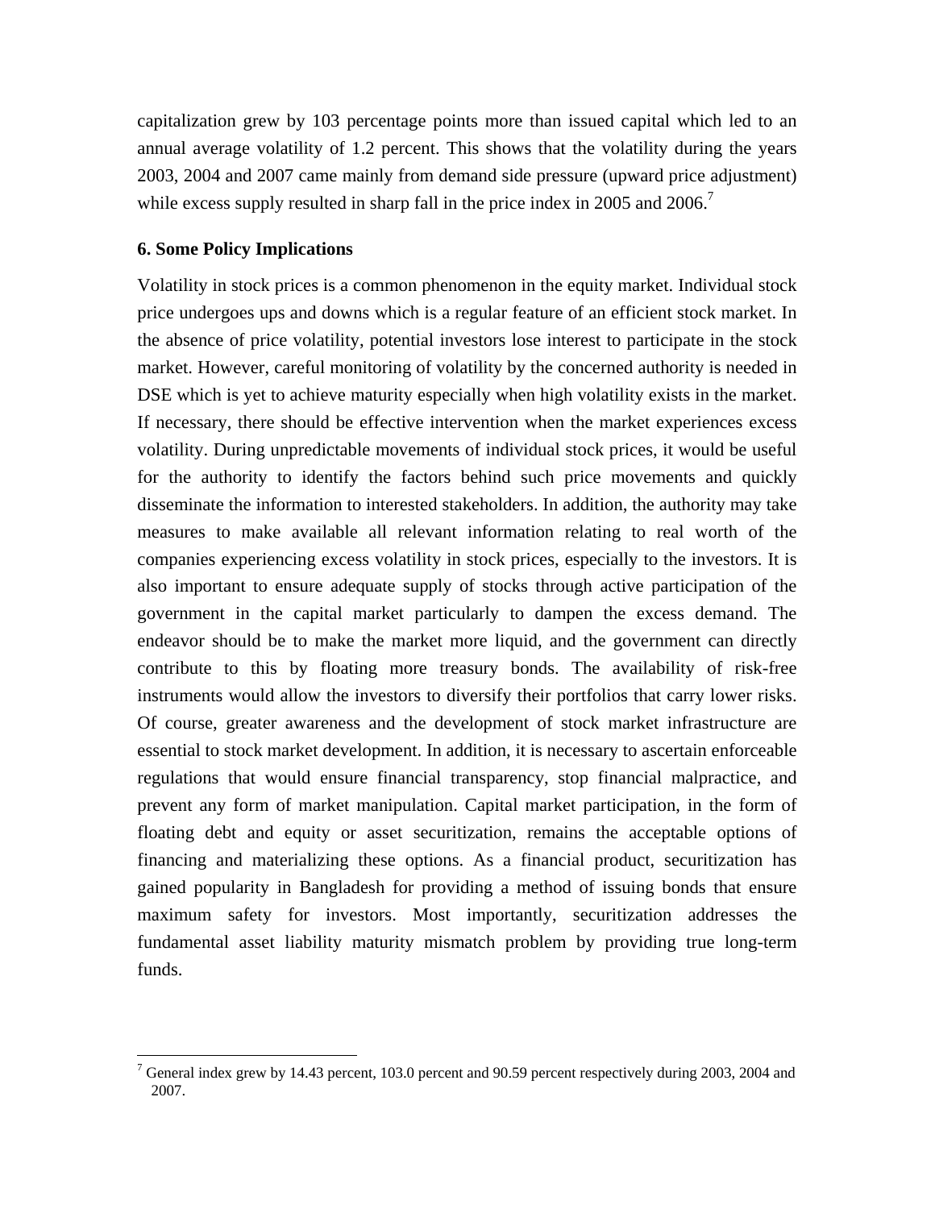capitalization grew by 103 percentage points more than issued capital which led to an annual average volatility of 1.2 percent. This shows that the volatility during the years 2003, 2004 and 2007 came mainly from demand side pressure (upward price adjustment) while excess supply resulted in sharp fall in the price index in 2005 and 2006.[7]

## 6. Some Policy Implications

Volatility in stock prices is a common phenomenon in the equity market. Individual stock price undergoes ups and downs which is a regular feature of an efficient stock market. In the absence of price volatility, potential investors lose interest to participate in the stock market. However, careful monitoring of volatility by the concerned authority is needed in DSE which is yet to achieve maturity especially when high volatility exists in the market. If necessary, there should be effective intervention when the market experiences excess volatility. During unpredictable movements of individual stock prices, it would be useful for the authority to identify the factors behind such price movements and quickly disseminate the information to interested stakeholders. In addition, the authority may take measures to make available all relevant information relating to real worth of the companies experiencing excess volatility in stock prices, especially to the investors. It is also important to ensure adequate supply of stocks through active participation of the government in the capital market particularly to dampen the excess demand. The endeavor should be to make the market more liquid, and the government can directly contribute to this by floating more treasury bonds. The availability of risk-free instruments would allow the investors to diversify their portfolios that carry lower risks. Of course, greater awareness and the development of stock market infrastructure are essential to stock market development. In addition, it is necessary to ascertain enforceable regulations that would ensure financial transparency, stop financial malpractice, and prevent any form of market manipulation. Capital market participation, in the form of floating debt and equity or asset securitization, remains the acceptable options of financing and materializing these options. As a financial product, securitization has gained popularity in Bangladesh for providing a method of issuing bonds that ensure maximum safety for investors. Most importantly, securitization addresses the fundamental asset liability maturity mismatch problem by providing true long-term funds.

---

[7] General index grew by 14.43 percent, 103.0 percent and 90.59 percent respectively during 2003, 2004 and 2007.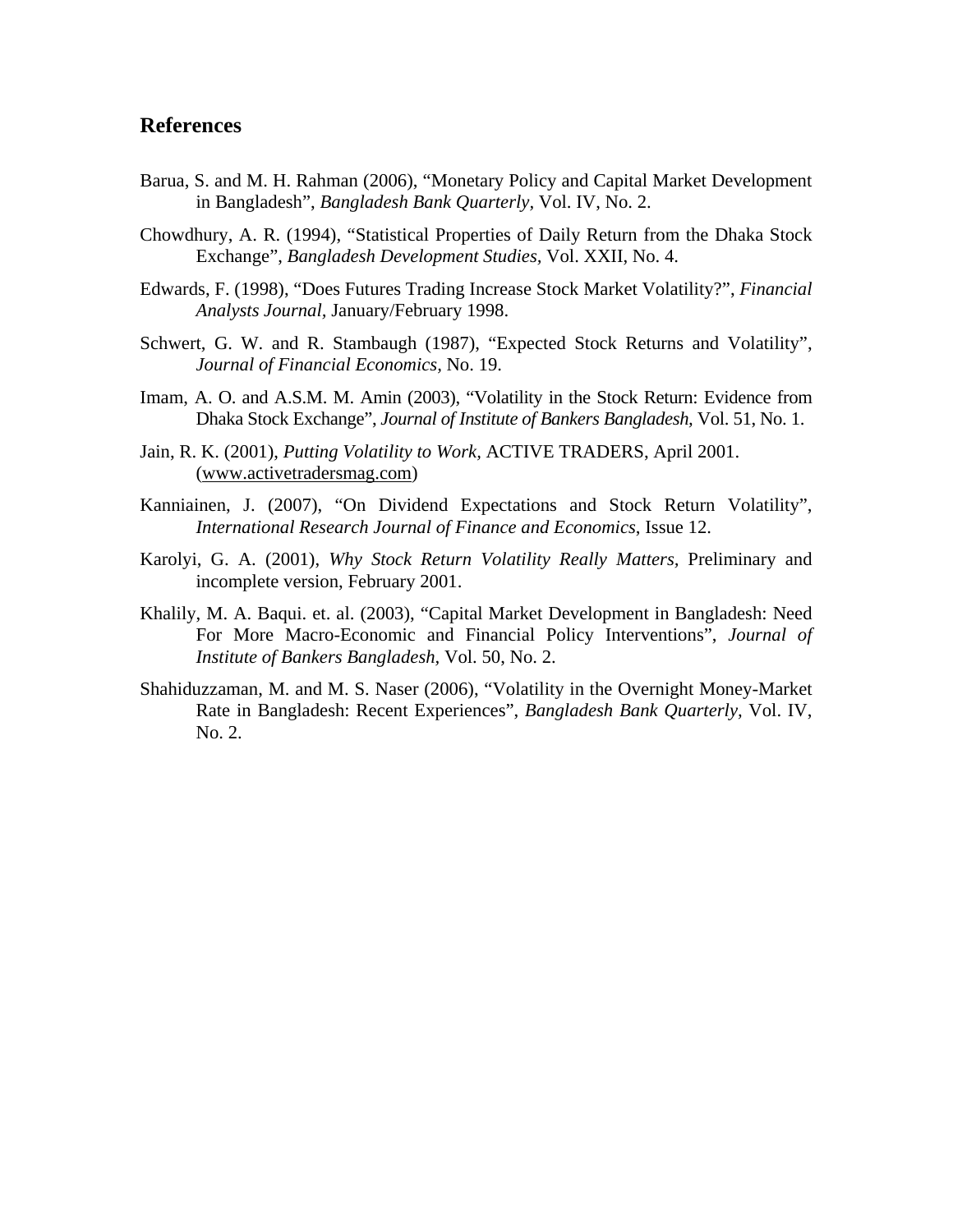## References

Barua, S. and M. H. Rahman (2006), "Monetary Policy and Capital Market Development in Bangladesh", *Bangladesh Bank Quarterly,* Vol. IV, No. 2.

Chowdhury, A. R. (1994), "Statistical Properties of Daily Return from the Dhaka Stock Exchange", *Bangladesh Development Studies,* Vol. XXII, No. 4.

Edwards, F. (1998), "Does Futures Trading Increase Stock Market Volatility?", *Financial Analysts Journal*, January/February 1998.

Schwert, G. W. and R. Stambaugh (1987), "Expected Stock Returns and Volatility", *Journal of Financial Economics,* No. 19.

Imam, A. O. and A.S.M. M. Amin (2003), "Volatility in the Stock Return: Evidence from Dhaka Stock Exchange", *Journal of Institute of Bankers Bangladesh,* Vol. 51, No. 1.

Jain, R. K. (2001), *Putting Volatility to Work,* ACTIVE TRADERS, April 2001. (www.activetradersmag.com)

Kanniainen, J. (2007), "On Dividend Expectations and Stock Return Volatility", *International Research Journal of Finance and Economics*, Issue 12.

Karolyi, G. A. (2001), *Why Stock Return Volatility Really Matters,* Preliminary and incomplete version, February 2001.

Khalily, M. A. Baqui. et. al. (2003), "Capital Market Development in Bangladesh: Need For More Macro-Economic and Financial Policy Interventions", *Journal of Institute of Bankers Bangladesh,* Vol. 50, No. 2.

Shahiduzzaman, M. and M. S. Naser (2006), "Volatility in the Overnight Money-Market Rate in Bangladesh: Recent Experiences", *Bangladesh Bank Quarterly,* Vol. IV, No. 2.